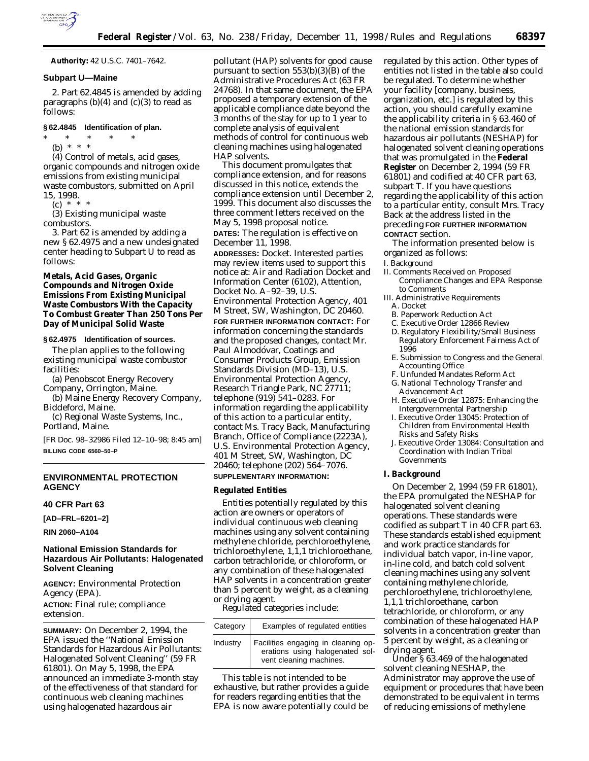**Authority:** 42 U.S.C. 7401–7642.

### Subpart U—Maine

2. Part 62.4845 is amended by adding paragraphs (b)(4) and (c)(3) to read as follows:

#### § 62.4845 Identification of plan.

\* \* \* \* \*

(b) \* \* \*

(4) Control of metals, acid gases, organic compounds and nitrogen oxide emissions from existing municipal waste combustors, submitted on April 15, 1998.

(c) \* \* \*

(3) Existing municipal waste combustors.

3. Part 62 is amended by adding a new § 62.4975 and a new undesignated center heading to Subpart U to read as follows:

### Metals, Acid Gases, Organic Compounds and Nitrogen Oxide Emissions From Existing Municipal Waste Combustors With the Capacity To Combust Greater Than 250 Tons Per Day of Municipal Solid Waste

#### § 62.4975 Identification of sources.

The plan applies to the following existing municipal waste combustor facilities:

(a) Penobscot Energy Recovery Company, Orrington, Maine.

(b) Maine Energy Recovery Company, Biddeford, Maine.

(c) Regional Waste Systems, Inc., Portland, Maine.

[FR Doc. 98–32986 Filed 12–10–98; 8:45 am]

**BILLING CODE 6560–50–P**

## ENVIRONMENTAL PROTECTION AGENCY

### 40 CFR Part 63

**[AD–FRL–6201–2]**

**RIN 2060–A104**

## National Emission Standards for Hazardous Air Pollutants: Halogenated Solvent Cleaning

**AGENCY:** Environmental Protection Agency (EPA).

**ACTION:** Final rule; compliance extension.

**SUMMARY:** On December 2, 1994, the EPA issued the ''National Emission Standards for Hazardous Air Pollutants: Halogenated Solvent Cleaning'' (59 FR 61801). On May 5, 1998, the EPA announced an immediate 3-month stay of the effectiveness of that standard for continuous web cleaning machines using halogenated hazardous air pollutant (HAP) solvents for good cause pursuant to section 553(b)(3)(B) of the Administrative Procedures Act (63 FR 24768). In that same document, the EPA proposed a temporary extension of the applicable compliance date beyond the 3 months of the stay for up to 1 year to complete analysis of equivalent methods of control for continuous web cleaning machines using halogenated HAP solvents.

This document promulgates that compliance extension, and for reasons discussed in this notice, extends the compliance extension until December 2, 1999. This document also discusses the three comment letters received on the May 5, 1998 proposal notice.

**DATES:** The regulation is effective on December 11, 1998.

**ADDRESSES:** Docket. Interested parties may review items used to support this notice at: Air and Radiation Docket and Information Center (6102), Attention, Docket No. A–92–39, U.S. Environmental Protection Agency, 401 M Street, SW, Washington, DC 20460.

**FOR FURTHER INFORMATION CONTACT:** For information concerning the standards and the proposed changes, contact Mr. Paul Almodóvar, Coatings and Consumer Products Group, Emission Standards Division (MD–13), U.S. Environmental Protection Agency, Research Triangle Park, NC 27711; telephone (919) 541–0283. For information regarding the applicability of this action to a particular entity, contact Ms. Tracy Back, Manufacturing Branch, Office of Compliance (2223A), U.S. Environmental Protection Agency, 401 M Street, SW, Washington, DC 20460; telephone (202) 564–7076.

**SUPPLEMENTARY INFORMATION:**

### Regulated Entities

Entities potentially regulated by this action are owners or operators of individual continuous web cleaning machines using any solvent containing methylene chloride, perchloroethylene, trichloroethylene, 1,1,1 trichloroethane, carbon tetrachloride, or chloroform, or any combination of these halogenated HAP solvents in a concentration greater than 5 percent by weight, as a cleaning or drying agent.

Regulated categories include:

| Category | Examples of regulated entities |
|---|---|
| Industry | Facilities engaging in cleaning operations using halogenated solvent cleaning machines. |

This table is not intended to be exhaustive, but rather provides a guide for readers regarding entities that the EPA is now aware potentially could be regulated by this action. Other types of entities not listed in the table also could be regulated. To determine whether your facility [company, business, organization, etc.] is regulated by this action, you should carefully examine the applicability criteria in § 63.460 of the national emission standards for hazardous air pollutants (NESHAP) for halogenated solvent cleaning operations that was promulgated in the **Federal Register** on December 2, 1994 (59 FR 61801) and codified at 40 CFR part 63, subpart T. If you have questions regarding the applicability of this action to a particular entity, consult Mrs. Tracy Back at the address listed in the preceding **FOR FURTHER INFORMATION CONTACT** section.

The information presented below is organized as follows:

I. Background
II. Comments Received on Proposed Compliance Changes and EPA Response to Comments
III. Administrative Requirements
  A. Docket
  B. Paperwork Reduction Act
  C. Executive Order 12866 Review
  D. Regulatory Flexibility/Small Business Regulatory Enforcement Fairness Act of 1996
  E. Submission to Congress and the General Accounting Office
  F. Unfunded Mandates Reform Act
  G. National Technology Transfer and Advancement Act
  H. Executive Order 12875: Enhancing the Intergovernmental Partnership
  I. Executive Order 13045: Protection of Children from Environmental Health Risks and Safety Risks
  J. Executive Order 13084: Consultation and Coordination with Indian Tribal Governments

### I. Background

On December 2, 1994 (59 FR 61801), the EPA promulgated the NESHAP for halogenated solvent cleaning operations. These standards were codified as subpart T in 40 CFR part 63. These standards established equipment and work practice standards for individual batch vapor, in-line vapor, in-line cold, and batch cold solvent cleaning machines using any solvent containing methylene chloride, perchloroethylene, trichloroethylene, 1,1,1 trichloroethane, carbon tetrachloride, or chloroform, or any combination of these halogenated HAP solvents in a concentration greater than 5 percent by weight, as a cleaning or drying agent.

Under § 63.469 of the halogenated solvent cleaning NESHAP, the Administrator may approve the use of equipment or procedures that have been demonstrated to be equivalent in terms of reducing emissions of methylene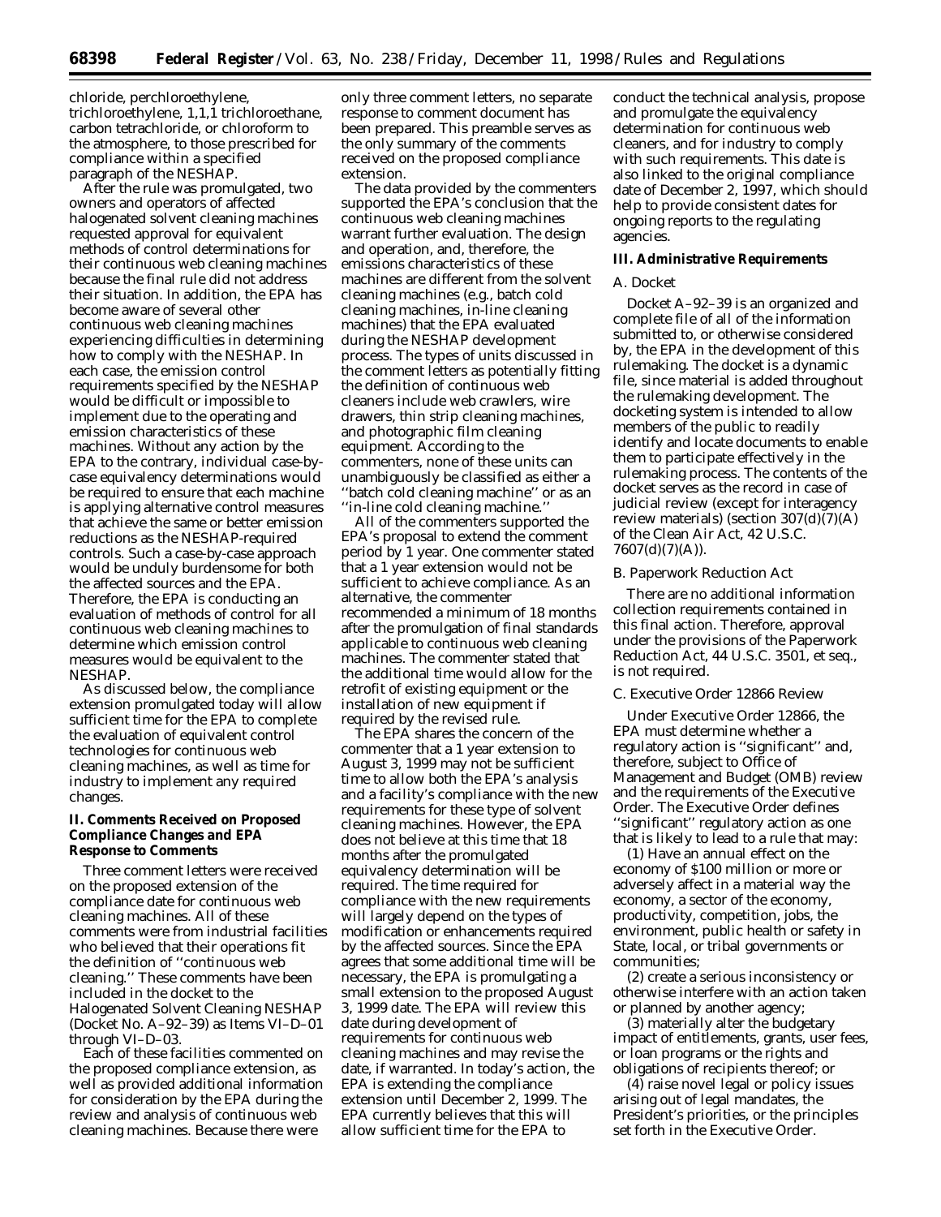chloride, perchloroethylene, trichloroethylene, 1,1,1 trichloroethane, carbon tetrachloride, or chloroform to the atmosphere, to those prescribed for compliance within a specified paragraph of the NESHAP.

After the rule was promulgated, two owners and operators of affected halogenated solvent cleaning machines requested approval for equivalent methods of control determinations for their continuous web cleaning machines because the final rule did not address their situation. In addition, the EPA has become aware of several other continuous web cleaning machines experiencing difficulties in determining how to comply with the NESHAP. In each case, the emission control requirements specified by the NESHAP would be difficult or impossible to implement due to the operating and emission characteristics of these machines. Without any action by the EPA to the contrary, individual case-by-case equivalency determinations would be required to ensure that each machine is applying alternative control measures that achieve the same or better emission reductions as the NESHAP-required controls. Such a case-by-case approach would be unduly burdensome for both the affected sources and the EPA. Therefore, the EPA is conducting an evaluation of methods of control for all continuous web cleaning machines to determine which emission control measures would be equivalent to the NESHAP.

As discussed below, the compliance extension promulgated today will allow sufficient time for the EPA to complete the evaluation of equivalent control technologies for continuous web cleaning machines, as well as time for industry to implement any required changes.

## II. Comments Received on Proposed Compliance Changes and EPA Response to Comments

Three comment letters were received on the proposed extension of the compliance date for continuous web cleaning machines. All of these comments were from industrial facilities who believed that their operations fit the definition of ''continuous web cleaning.'' These comments have been included in the docket to the Halogenated Solvent Cleaning NESHAP (Docket No. A–92–39) as Items VI–D–01 through VI–D–03.

Each of these facilities commented on the proposed compliance extension, as well as provided additional information for consideration by the EPA during the review and analysis of continuous web cleaning machines. Because there were only three comment letters, no separate response to comment document has been prepared. This preamble serves as the only summary of the comments received on the proposed compliance extension.

The data provided by the commenters supported the EPA's conclusion that the continuous web cleaning machines warrant further evaluation. The design and operation, and, therefore, the emissions characteristics of these machines are different from the solvent cleaning machines (e.g., batch cold cleaning machines, in-line cleaning machines) that the EPA evaluated during the NESHAP development process. The types of units discussed in the comment letters as potentially fitting the definition of continuous web cleaners include web crawlers, wire drawers, thin strip cleaning machines, and photographic film cleaning equipment. According to the commenters, none of these units can unambiguously be classified as either a ''batch cold cleaning machine'' or as an ''in-line cold cleaning machine.''

All of the commenters supported the EPA's proposal to extend the comment period by 1 year. One commenter stated that a 1 year extension would not be sufficient to achieve compliance. As an alternative, the commenter recommended a minimum of 18 months after the promulgation of final standards applicable to continuous web cleaning machines. The commenter stated that the additional time would allow for the retrofit of existing equipment or the installation of new equipment if required by the revised rule.

The EPA shares the concern of the commenter that a 1 year extension to August 3, 1999 may not be sufficient time to allow both the EPA's analysis and a facility's compliance with the new requirements for these type of solvent cleaning machines. However, the EPA does not believe at this time that 18 months after the promulgated equivalency determination will be required. The time required for compliance with the new requirements will largely depend on the types of modification or enhancements required by the affected sources. Since the EPA agrees that some additional time will be necessary, the EPA is promulgating a small extension to the proposed August 3, 1999 date. The EPA will review this date during development of requirements for continuous web cleaning machines and may revise the date, if warranted. In today's action, the EPA is extending the compliance extension until December 2, 1999. The EPA currently believes that this will allow sufficient time for the EPA to conduct the technical analysis, propose and promulgate the equivalency determination for continuous web cleaners, and for industry to comply with such requirements. This date is also linked to the original compliance date of December 2, 1997, which should help to provide consistent dates for ongoing reports to the regulating agencies.

## III. Administrative Requirements

### A. Docket

Docket A–92–39 is an organized and complete file of all of the information submitted to, or otherwise considered by, the EPA in the development of this rulemaking. The docket is a dynamic file, since material is added throughout the rulemaking development. The docketing system is intended to allow members of the public to readily identify and locate documents to enable them to participate effectively in the rulemaking process. The contents of the docket serves as the record in case of judicial review (except for interagency review materials) (section 307(d)(7)(A) of the Clean Air Act, 42 U.S.C. 7607(d)(7)(A)).

### B. Paperwork Reduction Act

There are no additional information collection requirements contained in this final action. Therefore, approval under the provisions of the Paperwork Reduction Act, 44 U.S.C. 3501, *et seq.*, is not required.

### C. Executive Order 12866 Review

Under Executive Order 12866, the EPA must determine whether a regulatory action is ''significant'' and, therefore, subject to Office of Management and Budget (OMB) review and the requirements of the Executive Order. The Executive Order defines ''significant'' regulatory action as one that is likely to lead to a rule that may:

(1) Have an annual effect on the economy of $100 million or more or adversely affect in a material way the economy, a sector of the economy, productivity, competition, jobs, the environment, public health or safety in State, local, or tribal governments or communities;

(2) create a serious inconsistency or otherwise interfere with an action taken or planned by another agency;

(3) materially alter the budgetary impact of entitlements, grants, user fees, or loan programs or the rights and obligations of recipients thereof; or

(4) raise novel legal or policy issues arising out of legal mandates, the President's priorities, or the principles set forth in the Executive Order.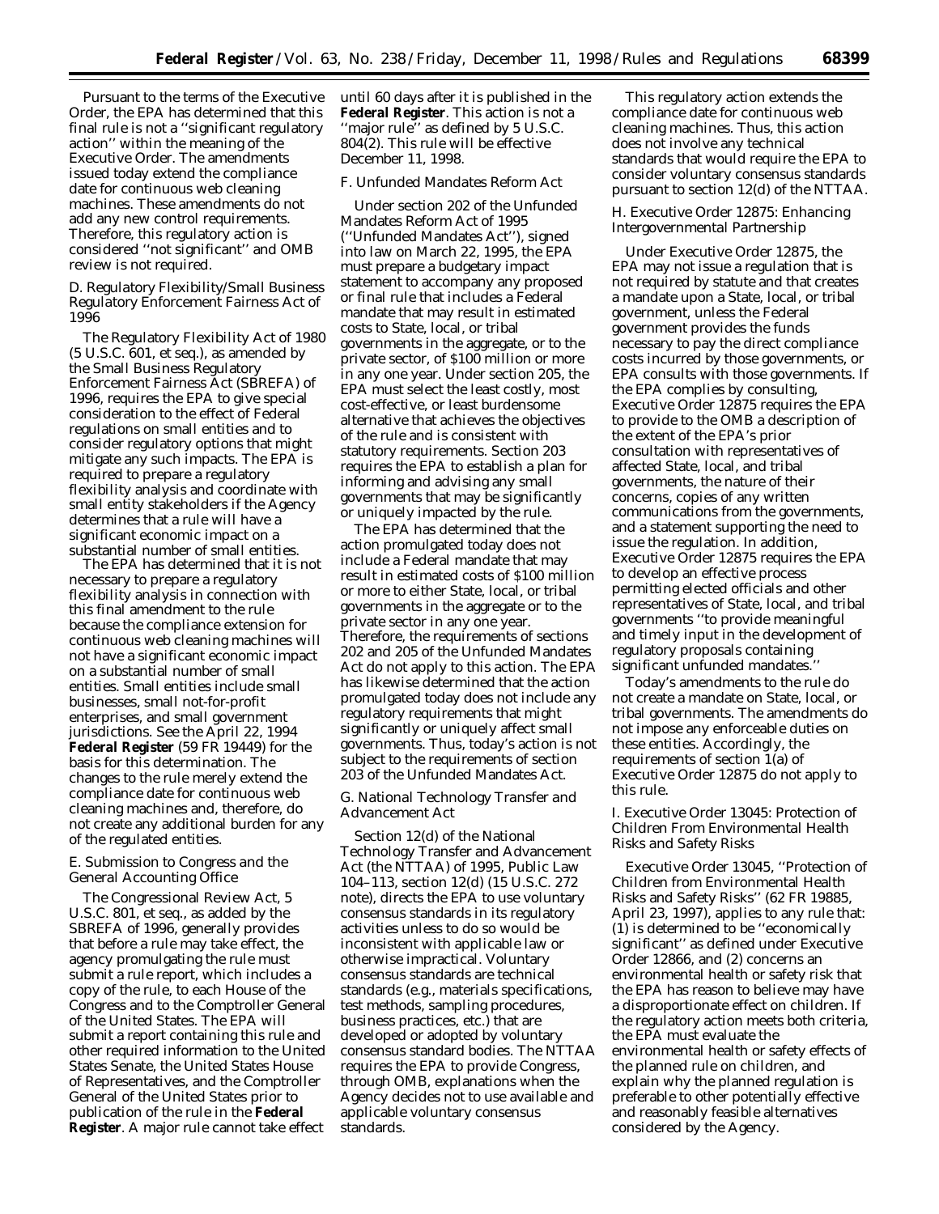Pursuant to the terms of the Executive Order, the EPA has determined that this final rule is not a ''significant regulatory action'' within the meaning of the Executive Order. The amendments issued today extend the compliance date for continuous web cleaning machines. These amendments do not add any new control requirements. Therefore, this regulatory action is considered ''not significant'' and OMB review is not required.

## *D. Regulatory Flexibility/Small Business Regulatory Enforcement Fairness Act of 1996*

The Regulatory Flexibility Act of 1980 (5 U.S.C. 601, *et seq.*), as amended by the Small Business Regulatory Enforcement Fairness Act (SBREFA) of 1996, requires the EPA to give special consideration to the effect of Federal regulations on small entities and to consider regulatory options that might mitigate any such impacts. The EPA is required to prepare a regulatory flexibility analysis and coordinate with small entity stakeholders if the Agency determines that a rule will have a significant economic impact on a substantial number of small entities.

The EPA has determined that it is not necessary to prepare a regulatory flexibility analysis in connection with this final amendment to the rule because the compliance extension for continuous web cleaning machines will not have a significant economic impact on a substantial number of small entities. Small entities include small businesses, small not-for-profit enterprises, and small government jurisdictions. See the April 22, 1994 **Federal Register** (59 FR 19449) for the basis for this determination. The changes to the rule merely extend the compliance date for continuous web cleaning machines and, therefore, do not create any additional burden for any of the regulated entities.

## *E. Submission to Congress and the General Accounting Office*

The Congressional Review Act, 5 U.S.C. 801, *et seq.*, as added by the SBREFA of 1996, generally provides that before a rule may take effect, the agency promulgating the rule must submit a rule report, which includes a copy of the rule, to each House of the Congress and to the Comptroller General of the United States. The EPA will submit a report containing this rule and other required information to the United States Senate, the United States House of Representatives, and the Comptroller General of the United States prior to publication of the rule in the **Federal Register**. A major rule cannot take effect until 60 days after it is published in the **Federal Register**. This action is not a ''major rule'' as defined by 5 U.S.C. 804(2). This rule will be effective December 11, 1998.

## *F. Unfunded Mandates Reform Act*

Under section 202 of the Unfunded Mandates Reform Act of 1995 (''Unfunded Mandates Act''), signed into law on March 22, 1995, the EPA must prepare a budgetary impact statement to accompany any proposed or final rule that includes a Federal mandate that may result in estimated costs to State, local, or tribal governments in the aggregate, or to the private sector, of $100 million or more in any one year. Under section 205, the EPA must select the least costly, most cost-effective, or least burdensome alternative that achieves the objectives of the rule and is consistent with statutory requirements. Section 203 requires the EPA to establish a plan for informing and advising any small governments that may be significantly or uniquely impacted by the rule.

The EPA has determined that the action promulgated today does not include a Federal mandate that may result in estimated costs of $100 million or more to either State, local, or tribal governments in the aggregate or to the private sector in any one year. Therefore, the requirements of sections 202 and 205 of the Unfunded Mandates Act do not apply to this action. The EPA has likewise determined that the action promulgated today does not include any regulatory requirements that might significantly or uniquely affect small governments. Thus, today's action is not subject to the requirements of section 203 of the Unfunded Mandates Act.

## *G. National Technology Transfer and Advancement Act*

Section 12(d) of the National Technology Transfer and Advancement Act (the NTTAA) of 1995, Public Law 104–113, section 12(d) (15 U.S.C. 272 note), directs the EPA to use voluntary consensus standards in its regulatory activities unless to do so would be inconsistent with applicable law or otherwise impractical. Voluntary consensus standards are technical standards (e.g., materials specifications, test methods, sampling procedures, business practices, etc.) that are developed or adopted by voluntary consensus standard bodies. The NTTAA requires the EPA to provide Congress, through OMB, explanations when the Agency decides not to use available and applicable voluntary consensus standards.

This regulatory action extends the compliance date for continuous web cleaning machines. Thus, this action does not involve any technical standards that would require the EPA to consider voluntary consensus standards pursuant to section 12(d) of the NTTAA.

## *H. Executive Order 12875: Enhancing Intergovernmental Partnership*

Under Executive Order 12875, the EPA may not issue a regulation that is not required by statute and that creates a mandate upon a State, local, or tribal government, unless the Federal government provides the funds necessary to pay the direct compliance costs incurred by those governments, or EPA consults with those governments. If the EPA complies by consulting, Executive Order 12875 requires the EPA to provide to the OMB a description of the extent of the EPA's prior consultation with representatives of affected State, local, and tribal governments, the nature of their concerns, copies of any written communications from the governments, and a statement supporting the need to issue the regulation. In addition, Executive Order 12875 requires the EPA to develop an effective process permitting elected officials and other representatives of State, local, and tribal governments ''to provide meaningful and timely input in the development of regulatory proposals containing significant unfunded mandates.''

Today's amendments to the rule do not create a mandate on State, local, or tribal governments. The amendments do not impose any enforceable duties on these entities. Accordingly, the requirements of section 1(a) of Executive Order 12875 do not apply to this rule.

## *I. Executive Order 13045: Protection of Children From Environmental Health Risks and Safety Risks*

Executive Order 13045, ''Protection of Children from Environmental Health Risks and Safety Risks'' (62 FR 19885, April 23, 1997), applies to any rule that: (1) is determined to be ''economically significant'' as defined under Executive Order 12866, and (2) concerns an environmental health or safety risk that the EPA has reason to believe may have a disproportionate effect on children. If the regulatory action meets both criteria, the EPA must evaluate the environmental health or safety effects of the planned rule on children, and explain why the planned regulation is preferable to other potentially effective and reasonably feasible alternatives considered by the Agency.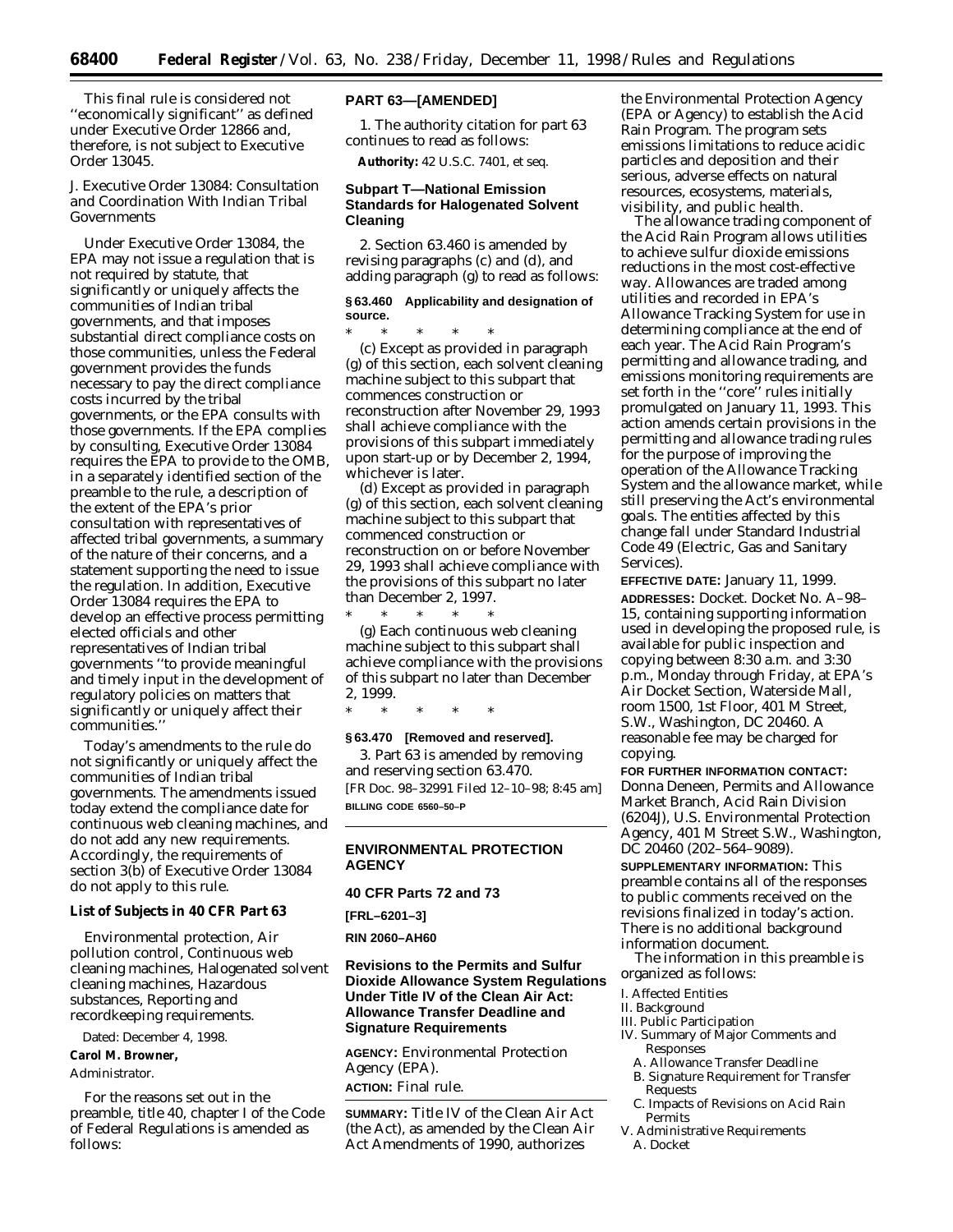This final rule is considered not ''economically significant'' as defined under Executive Order 12866 and, therefore, is not subject to Executive Order 13045.

### J. Executive Order 13084: Consultation and Coordination With Indian Tribal Governments

Under Executive Order 13084, the EPA may not issue a regulation that is not required by statute, that significantly or uniquely affects the communities of Indian tribal governments, and that imposes substantial direct compliance costs on those communities, unless the Federal government provides the funds necessary to pay the direct compliance costs incurred by the tribal governments, or the EPA consults with those governments. If the EPA complies by consulting, Executive Order 13084 requires the EPA to provide to the OMB, in a separately identified section of the preamble to the rule, a description of the extent of the EPA's prior consultation with representatives of affected tribal governments, a summary of the nature of their concerns, and a statement supporting the need to issue the regulation. In addition, Executive Order 13084 requires the EPA to develop an effective process permitting elected officials and other representatives of Indian tribal governments ''to provide meaningful and timely input in the development of regulatory policies on matters that significantly or uniquely affect their communities.''

Today's amendments to the rule do not significantly or uniquely affect the communities of Indian tribal governments. The amendments issued today extend the compliance date for continuous web cleaning machines, and do not add any new requirements. Accordingly, the requirements of section 3(b) of Executive Order 13084 do not apply to this rule.

**List of Subjects in 40 CFR Part 63**

Environmental protection, Air pollution control, Continuous web cleaning machines, Halogenated solvent cleaning machines, Hazardous substances, Reporting and recordkeeping requirements.

Dated: December 4, 1998.

**Carol M. Browner,**

*Administrator.*

For the reasons set out in the preamble, title 40, chapter I of the Code of Federal Regulations is amended as follows:

**PART 63—[AMENDED]**

1. The authority citation for part 63 continues to read as follows:

**Authority:** 42 U.S.C. 7401, et seq.

**Subpart T—National Emission Standards for Halogenated Solvent Cleaning**

2. Section 63.460 is amended by revising paragraphs (c) and (d), and adding paragraph (g) to read as follows:

**§ 63.460 Applicability and designation of source.**

\* \* \* \* \*

(c) Except as provided in paragraph (g) of this section, each solvent cleaning machine subject to this subpart that commences construction or reconstruction after November 29, 1993 shall achieve compliance with the provisions of this subpart immediately upon start-up or by December 2, 1994, whichever is later.

(d) Except as provided in paragraph (g) of this section, each solvent cleaning machine subject to this subpart that commenced construction or reconstruction on or before November 29, 1993 shall achieve compliance with the provisions of this subpart no later than December 2, 1997.

\* \* \* \* \*

(g) Each continuous web cleaning machine subject to this subpart shall achieve compliance with the provisions of this subpart no later than December 2, 1999.

\* \* \* \* \*

**§ 63.470 [Removed and reserved].**

3. Part 63 is amended by removing and reserving section 63.470.

[FR Doc. 98–32991 Filed 12–10–98; 8:45 am]

**BILLING CODE 6560–50–P**

---

## ENVIRONMENTAL PROTECTION AGENCY

**40 CFR Parts 72 and 73**

**[FRL–6201–3]**

**RIN 2060–AH60**

### Revisions to the Permits and Sulfur Dioxide Allowance System Regulations Under Title IV of the Clean Air Act: Allowance Transfer Deadline and Signature Requirements

**AGENCY:** Environmental Protection Agency (EPA).

**ACTION:** Final rule.

**SUMMARY:** Title IV of the Clean Air Act (the Act), as amended by the Clean Air Act Amendments of 1990, authorizes the Environmental Protection Agency (EPA or Agency) to establish the Acid Rain Program. The program sets emissions limitations to reduce acidic particles and deposition and their serious, adverse effects on natural resources, ecosystems, materials, visibility, and public health.

The allowance trading component of the Acid Rain Program allows utilities to achieve sulfur dioxide emissions reductions in the most cost-effective way. Allowances are traded among utilities and recorded in EPA's Allowance Tracking System for use in determining compliance at the end of each year. The Acid Rain Program's permitting and allowance trading, and emissions monitoring requirements are set forth in the ''core'' rules initially promulgated on January 11, 1993. This action amends certain provisions in the permitting and allowance trading rules for the purpose of improving the operation of the Allowance Tracking System and the allowance market, while still preserving the Act's environmental goals. The entities affected by this change fall under Standard Industrial Code 49 (Electric, Gas and Sanitary Services).

**EFFECTIVE DATE:** January 11, 1999.

**ADDRESSES:** Docket. Docket No. A–98–15, containing supporting information used in developing the proposed rule, is available for public inspection and copying between 8:30 a.m. and 3:30 p.m., Monday through Friday, at EPA's Air Docket Section, Waterside Mall, room 1500, 1st Floor, 401 M Street, S.W., Washington, DC 20460. A reasonable fee may be charged for copying.

**FOR FURTHER INFORMATION CONTACT:** Donna Deneen, Permits and Allowance Market Branch, Acid Rain Division (6204J), U.S. Environmental Protection Agency, 401 M Street S.W., Washington, DC 20460 (202–564–9089).

**SUPPLEMENTARY INFORMATION:** This preamble contains all of the responses to public comments received on the revisions finalized in today's action. There is no additional background information document.

The information in this preamble is organized as follows:

- I. Affected Entities
- II. Background
- III. Public Participation
- IV. Summary of Major Comments and Responses
  - A. Allowance Transfer Deadline
  - B. Signature Requirement for Transfer Requests
  - C. Impacts of Revisions on Acid Rain Permits
- V. Administrative Requirements
  - A. Docket